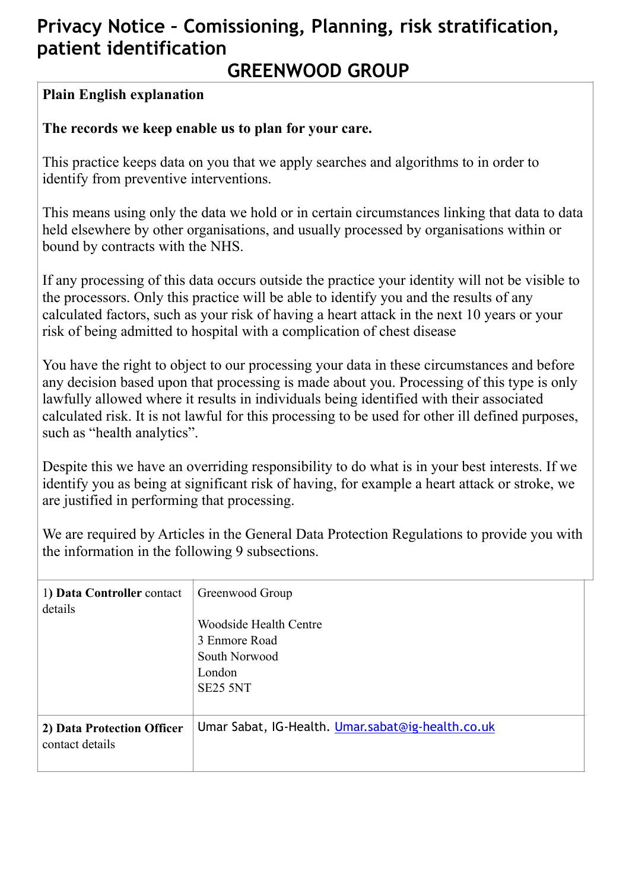# Privacy Notice – Comissioning, Planning, risk stratification, patient identification

## GREENWOOD GROUP

**Plain English explanation**

**The records we keep enable us to plan for your care.**

This practice keeps data on you that we apply searches and algorithms to in order to identify from preventive interventions.

This means using only the data we hold or in certain circumstances linking that data to data held elsewhere by other organisations, and usually processed by organisations within or bound by contracts with the NHS.

If any processing of this data occurs outside the practice your identity will not be visible to the processors. Only this practice will be able to identify you and the results of any calculated factors, such as your risk of having a heart attack in the next 10 years or your risk of being admitted to hospital with a complication of chest disease

You have the right to object to our processing your data in these circumstances and before any decision based upon that processing is made about you. Processing of this type is only lawfully allowed where it results in individuals being identified with their associated calculated risk. It is not lawful for this processing to be used for other ill defined purposes, such as "health analytics".

Despite this we have an overriding responsibility to do what is in your best interests. If we identify you as being at significant risk of having, for example a heart attack or stroke, we are justified in performing that processing.

We are required by Articles in the General Data Protection Regulations to provide you with the information in the following 9 subsections.

| | |
|---|---|
| 1) **Data Controller** contact details | Greenwood Group<br><br>Woodside Health Centre<br>3 Enmore Road<br>South Norwood<br>London<br>SE25 5NT |
| **2) Data Protection Officer** contact details | Umar Sabat, IG-Health. Umar.sabat@ig-health.co.uk |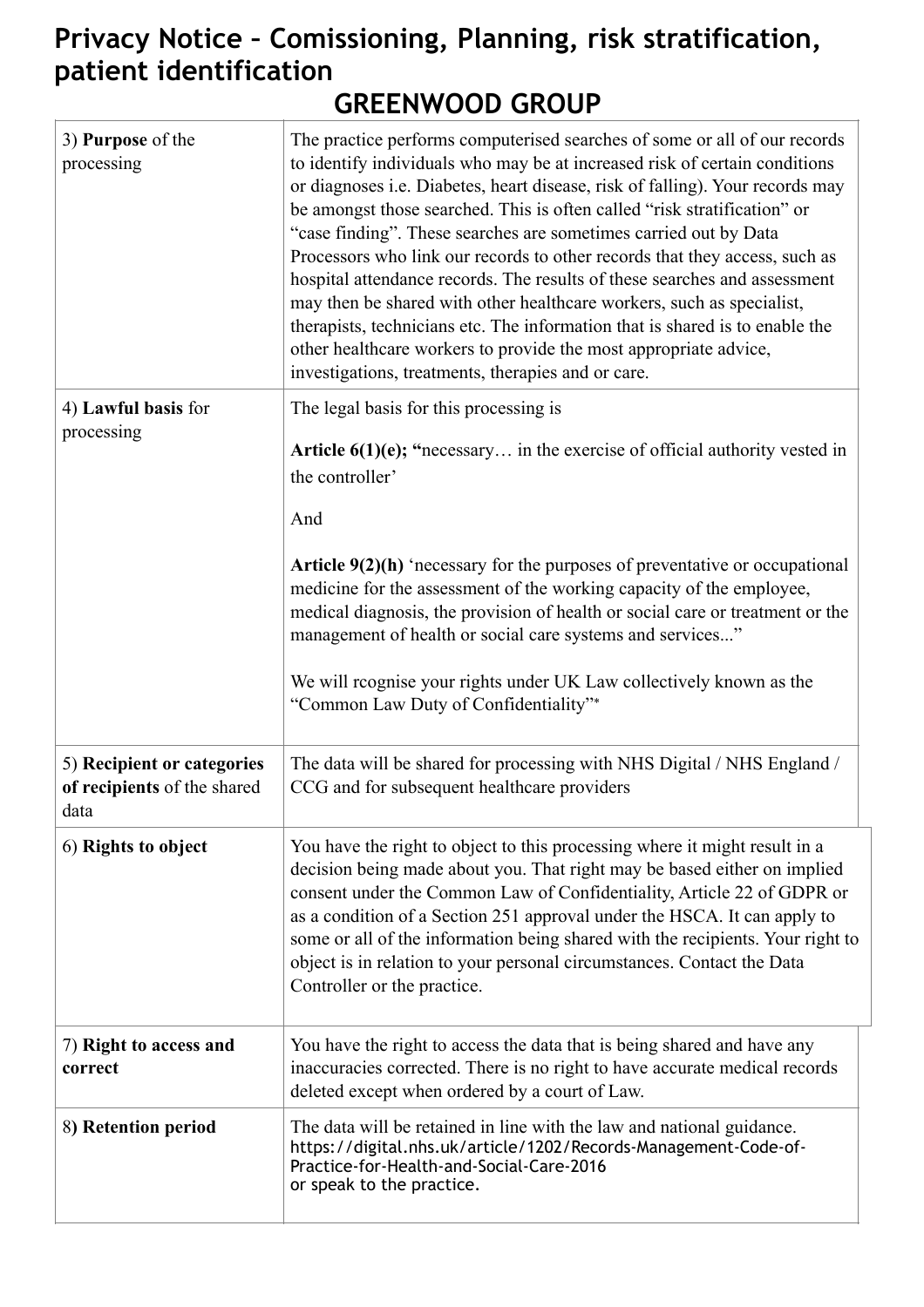# Privacy Notice – Comissioning, Planning, risk stratification, patient identification

## GREENWOOD GROUP

| | |
|---|---|
| 3) **Purpose** of the processing | The practice performs computerised searches of some or all of our records to identify individuals who may be at increased risk of certain conditions or diagnoses i.e. Diabetes, heart disease, risk of falling). Your records may be amongst those searched. This is often called "risk stratification" or "case finding". These searches are sometimes carried out by Data Processors who link our records to other records that they access, such as hospital attendance records. The results of these searches and assessment may then be shared with other healthcare workers, such as specialist, therapists, technicians etc. The information that is shared is to enable the other healthcare workers to provide the most appropriate advice, investigations, treatments, therapies and or care. |
| 4) **Lawful basis** for processing | The legal basis for this processing is<br><br>**Article 6(1)(e); "**necessary… in the exercise of official authority vested in the controller'<br><br>And<br><br>**Article 9(2)(h)** 'necessary for the purposes of preventative or occupational medicine for the assessment of the working capacity of the employee, medical diagnosis, the provision of health or social care or treatment or the management of health or social care systems and services..."<br><br>We will rcognise your rights under UK Law collectively known as the "Common Law Duty of Confidentiality"* |
| 5) **Recipient or categories of recipients** of the shared data | The data will be shared for processing with NHS Digital / NHS England / CCG and for subsequent healthcare providers |
| 6) **Rights to object** | You have the right to object to this processing where it might result in a decision being made about you. That right may be based either on implied consent under the Common Law of Confidentiality, Article 22 of GDPR or as a condition of a Section 251 approval under the HSCA. It can apply to some or all of the information being shared with the recipients. Your right to object is in relation to your personal circumstances. Contact the Data Controller or the practice. |
| 7) **Right to access and correct** | You have the right to access the data that is being shared and have any inaccuracies corrected. There is no right to have accurate medical records deleted except when ordered by a court of Law. |
| 8**) Retention period** | The data will be retained in line with the law and national guidance. https://digital.nhs.uk/article/1202/Records-Management-Code-of-Practice-for-Health-and-Social-Care-2016<br>or speak to the practice. |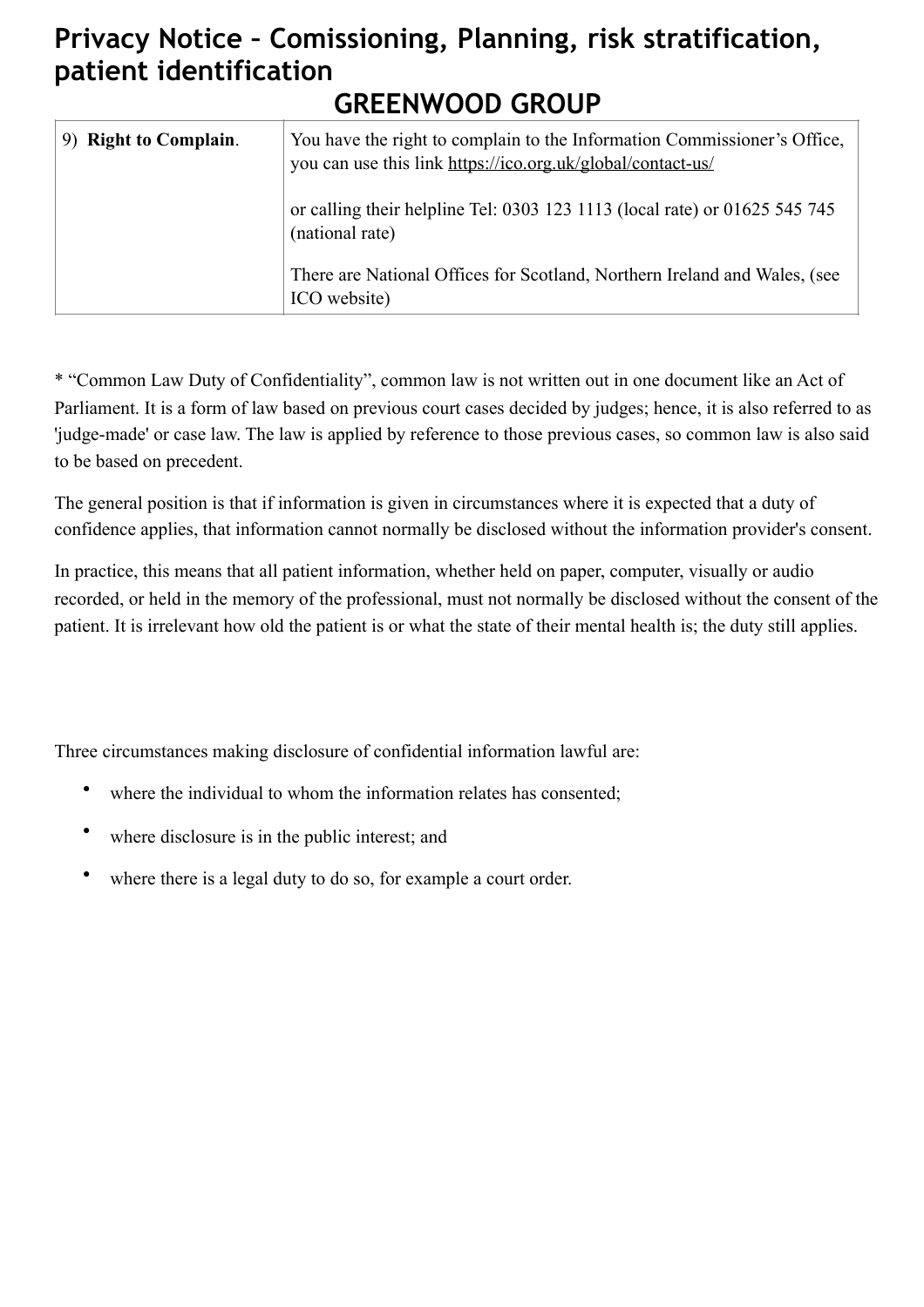| | |
|---|---|
| 9) **Right to Complain**. | You have the right to complain to the Information Commissioner's Office, you can use this link https://ico.org.uk/global/contact-us/<br><br>or calling their helpline Tel: 0303 123 1113 (local rate) or 01625 545 745 (national rate)<br><br>There are National Offices for Scotland, Northern Ireland and Wales, (see ICO website) |

* "Common Law Duty of Confidentiality", common law is not written out in one document like an Act of Parliament. It is a form of law based on previous court cases decided by judges; hence, it is also referred to as 'judge-made' or case law. The law is applied by reference to those previous cases, so common law is also said to be based on precedent.

The general position is that if information is given in circumstances where it is expected that a duty of confidence applies, that information cannot normally be disclosed without the information provider's consent.

In practice, this means that all patient information, whether held on paper, computer, visually or audio recorded, or held in the memory of the professional, must not normally be disclosed without the consent of the patient. It is irrelevant how old the patient is or what the state of their mental health is; the duty still applies.

Three circumstances making disclosure of confidential information lawful are:

- where the individual to whom the information relates has consented;
- where disclosure is in the public interest; and
- where there is a legal duty to do so, for example a court order.